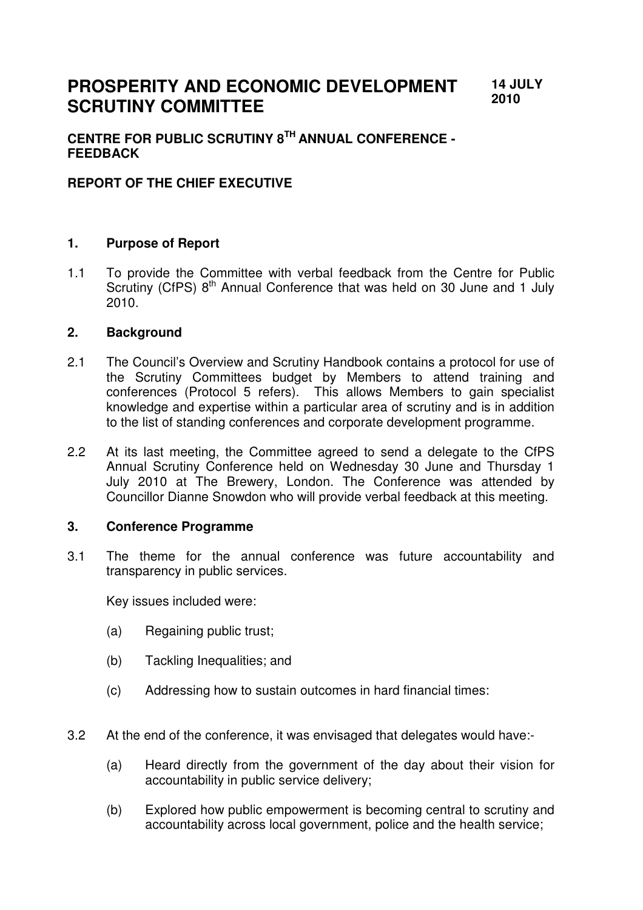# PROSPERITY AND ECONOMIC DEVELOPMENT SCRUTINY COMMITTEE

**14 JULY 2010**

## CENTRE FOR PUBLIC SCRUTINY 8TH ANNUAL CONFERENCE - FEEDBACK

## REPORT OF THE CHIEF EXECUTIVE

### 1. Purpose of Report

1.1 To provide the Committee with verbal feedback from the Centre for Public Scrutiny (CfPS) 8th Annual Conference that was held on 30 June and 1 July 2010.

### 2. Background

2.1 The Council's Overview and Scrutiny Handbook contains a protocol for use of the Scrutiny Committees budget by Members to attend training and conferences (Protocol 5 refers). This allows Members to gain specialist knowledge and expertise within a particular area of scrutiny and is in addition to the list of standing conferences and corporate development programme.

2.2 At its last meeting, the Committee agreed to send a delegate to the CfPS Annual Scrutiny Conference held on Wednesday 30 June and Thursday 1 July 2010 at The Brewery, London. The Conference was attended by Councillor Dianne Snowdon who will provide verbal feedback at this meeting.

### 3. Conference Programme

3.1 The theme for the annual conference was future accountability and transparency in public services.

Key issues included were:

(a) Regaining public trust;

(b) Tackling Inequalities; and

(c) Addressing how to sustain outcomes in hard financial times:

3.2 At the end of the conference, it was envisaged that delegates would have:-

(a) Heard directly from the government of the day about their vision for accountability in public service delivery;

(b) Explored how public empowerment is becoming central to scrutiny and accountability across local government, police and the health service;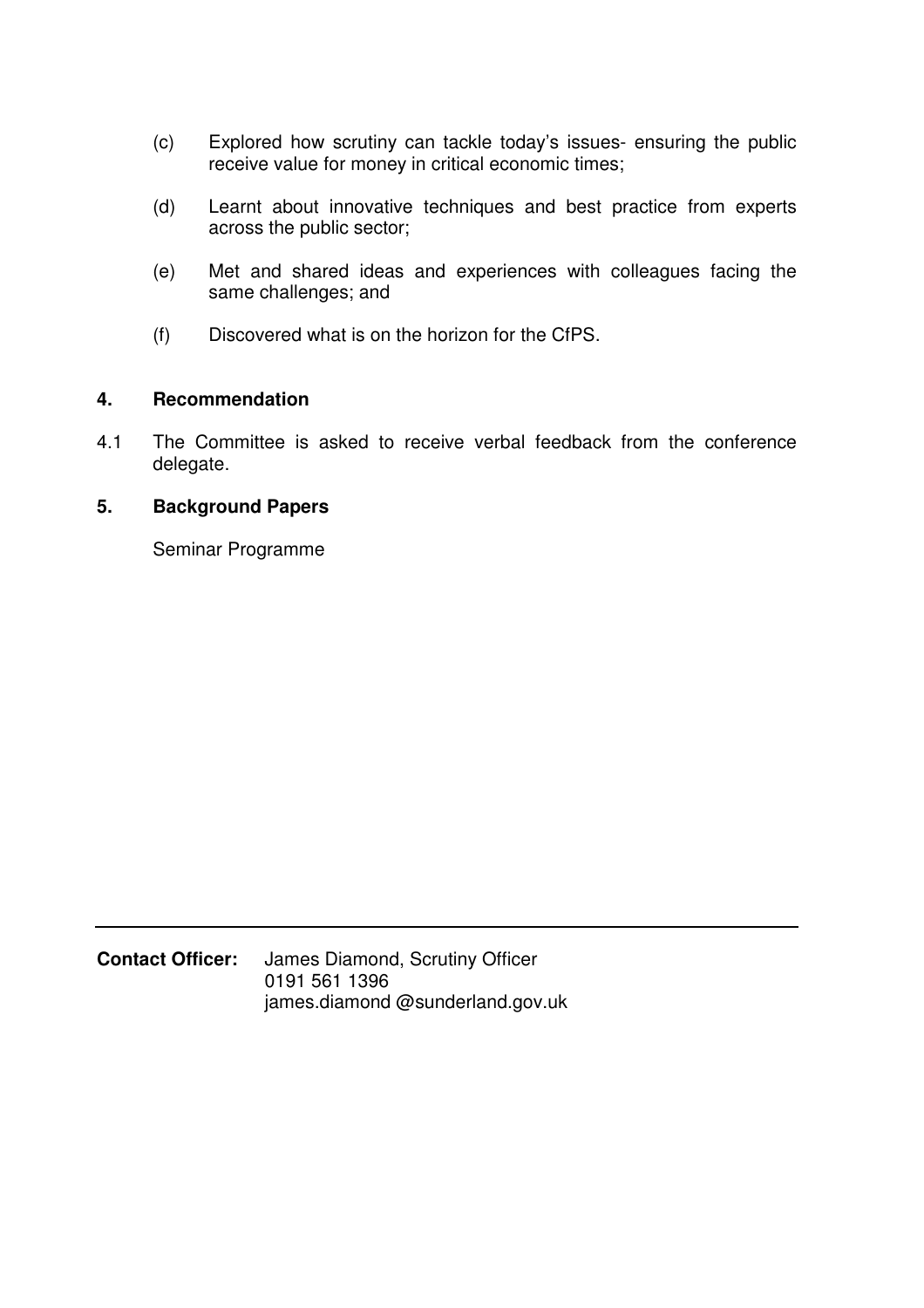(c) Explored how scrutiny can tackle today's issues- ensuring the public receive value for money in critical economic times;

(d) Learnt about innovative techniques and best practice from experts across the public sector;

(e) Met and shared ideas and experiences with colleagues facing the same challenges; and

(f) Discovered what is on the horizon for the CfPS.

## 4. Recommendation

4.1 The Committee is asked to receive verbal feedback from the conference delegate.

## 5. Background Papers

Seminar Programme

---

**Contact Officer:** James Diamond, Scrutiny Officer
0191 561 1396
james.diamond @sunderland.gov.uk